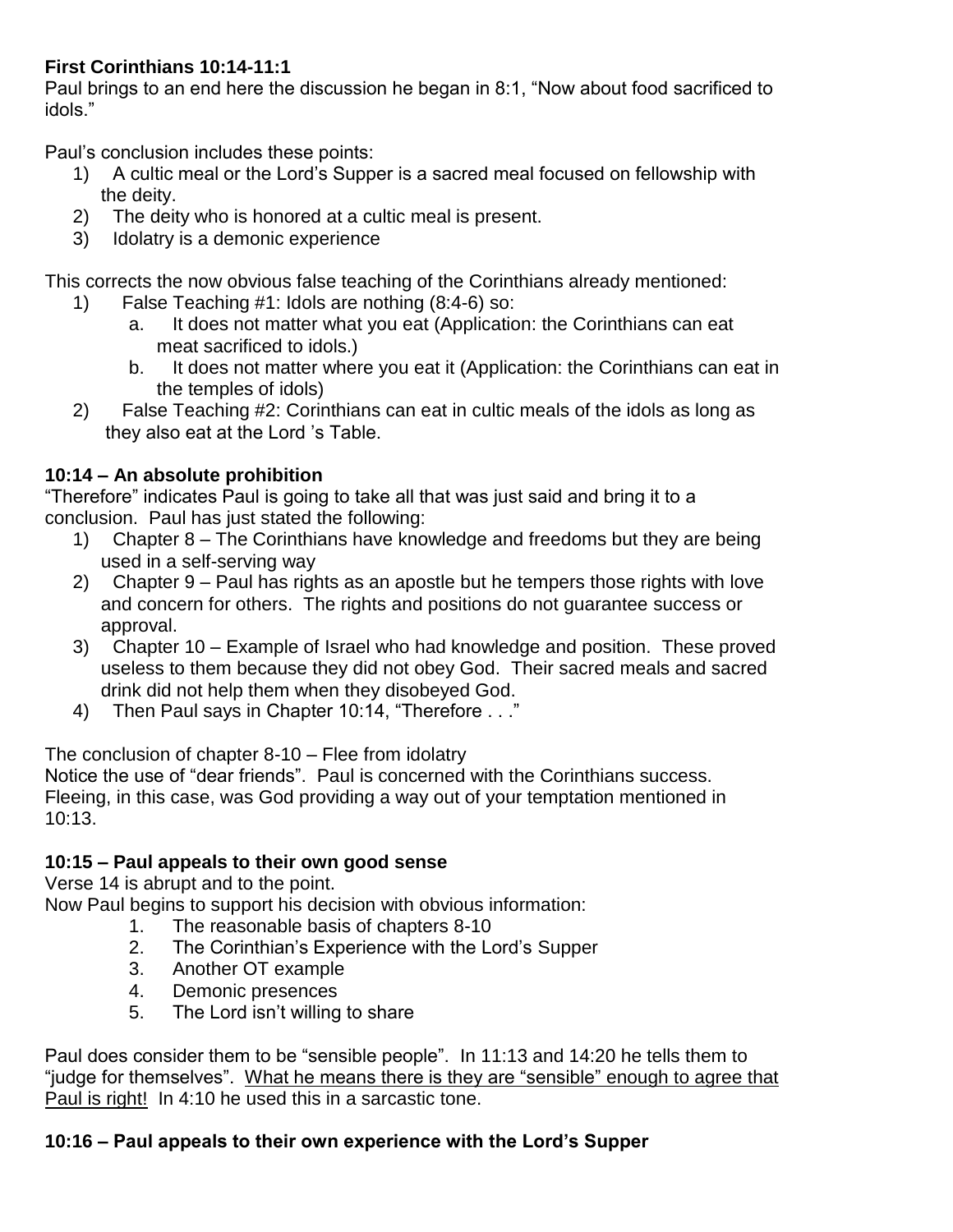**First Corinthians 10:14-11:1**

Paul brings to an end here the discussion he began in 8:1, "Now about food sacrificed to idols."

Paul's conclusion includes these points:

1) A cultic meal or the Lord's Supper is a sacred meal focused on fellowship with the deity.
2) The deity who is honored at a cultic meal is present.
3) Idolatry is a demonic experience

This corrects the now obvious false teaching of the Corinthians already mentioned:

1) False Teaching #1: Idols are nothing (8:4-6) so:
   a. It does not matter what you eat (Application: the Corinthians can eat meat sacrificed to idols.)
   b. It does not matter where you eat it (Application: the Corinthians can eat in the temples of idols)
2) False Teaching #2: Corinthians can eat in cultic meals of the idols as long as they also eat at the Lord 's Table.

**10:14 – An absolute prohibition**

"Therefore" indicates Paul is going to take all that was just said and bring it to a conclusion. Paul has just stated the following:

1) Chapter 8 – The Corinthians have knowledge and freedoms but they are being used in a self-serving way
2) Chapter 9 – Paul has rights as an apostle but he tempers those rights with love and concern for others. The rights and positions do not guarantee success or approval.
3) Chapter 10 – Example of Israel who had knowledge and position. These proved useless to them because they did not obey God. Their sacred meals and sacred drink did not help them when they disobeyed God.
4) Then Paul says in Chapter 10:14, "Therefore . . ."

The conclusion of chapter 8-10 – Flee from idolatry

Notice the use of "dear friends". Paul is concerned with the Corinthians success. Fleeing, in this case, was God providing a way out of your temptation mentioned in 10:13.

**10:15 – Paul appeals to their own good sense**

Verse 14 is abrupt and to the point.

Now Paul begins to support his decision with obvious information:

1. The reasonable basis of chapters 8-10
2. The Corinthian's Experience with the Lord's Supper
3. Another OT example
4. Demonic presences
5. The Lord isn't willing to share

Paul does consider them to be "sensible people". In 11:13 and 14:20 he tells them to "judge for themselves". <u>What he means there is they are "sensible" enough to agree that Paul is right!</u> In 4:10 he used this in a sarcastic tone.

**10:16 – Paul appeals to their own experience with the Lord's Supper**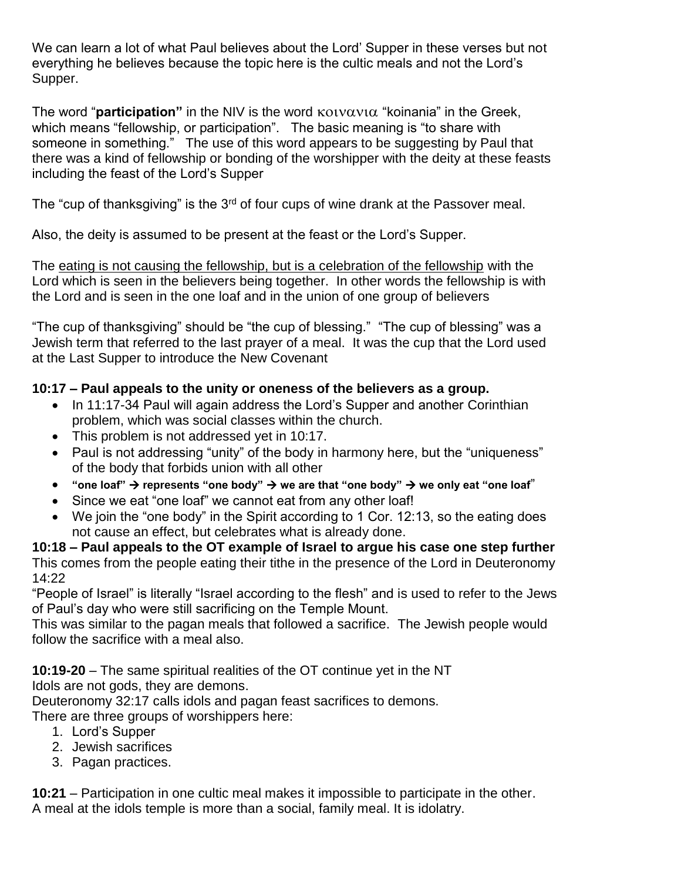We can learn a lot of what Paul believes about the Lord' Supper in these verses but not everything he believes because the topic here is the cultic meals and not the Lord's Supper.

The word "**participation"** in the NIV is the word κοινανια "koinania" in the Greek, which means "fellowship, or participation". The basic meaning is "to share with someone in something." The use of this word appears to be suggesting by Paul that there was a kind of fellowship or bonding of the worshipper with the deity at these feasts including the feast of the Lord's Supper

The "cup of thanksgiving" is the 3rd of four cups of wine drank at the Passover meal.

Also, the deity is assumed to be present at the feast or the Lord's Supper.

The eating is not causing the fellowship, but is a celebration of the fellowship with the Lord which is seen in the believers being together. In other words the fellowship is with the Lord and is seen in the one loaf and in the union of one group of believers

"The cup of thanksgiving" should be "the cup of blessing." "The cup of blessing" was a Jewish term that referred to the last prayer of a meal. It was the cup that the Lord used at the Last Supper to introduce the New Covenant

**10:17 – Paul appeals to the unity or oneness of the believers as a group.**

- In 11:17-34 Paul will again address the Lord's Supper and another Corinthian problem, which was social classes within the church.
- This problem is not addressed yet in 10:17.
- Paul is not addressing "unity" of the body in harmony here, but the "uniqueness" of the body that forbids union with all other
- **"one loaf" → represents "one body" → we are that "one body" → we only eat "one loaf"**
- Since we eat "one loaf" we cannot eat from any other loaf!
- We join the "one body" in the Spirit according to 1 Cor. 12:13, so the eating does not cause an effect, but celebrates what is already done.

**10:18 – Paul appeals to the OT example of Israel to argue his case one step further**
This comes from the people eating their tithe in the presence of the Lord in Deuteronomy 14:22
"People of Israel" is literally "Israel according to the flesh" and is used to refer to the Jews of Paul's day who were still sacrificing on the Temple Mount.
This was similar to the pagan meals that followed a sacrifice. The Jewish people would follow the sacrifice with a meal also.

**10:19-20** – The same spiritual realities of the OT continue yet in the NT
Idols are not gods, they are demons.
Deuteronomy 32:17 calls idols and pagan feast sacrifices to demons.
There are three groups of worshippers here:

1. Lord's Supper
2. Jewish sacrifices
3. Pagan practices.

**10:21** – Participation in one cultic meal makes it impossible to participate in the other.
A meal at the idols temple is more than a social, family meal. It is idolatry.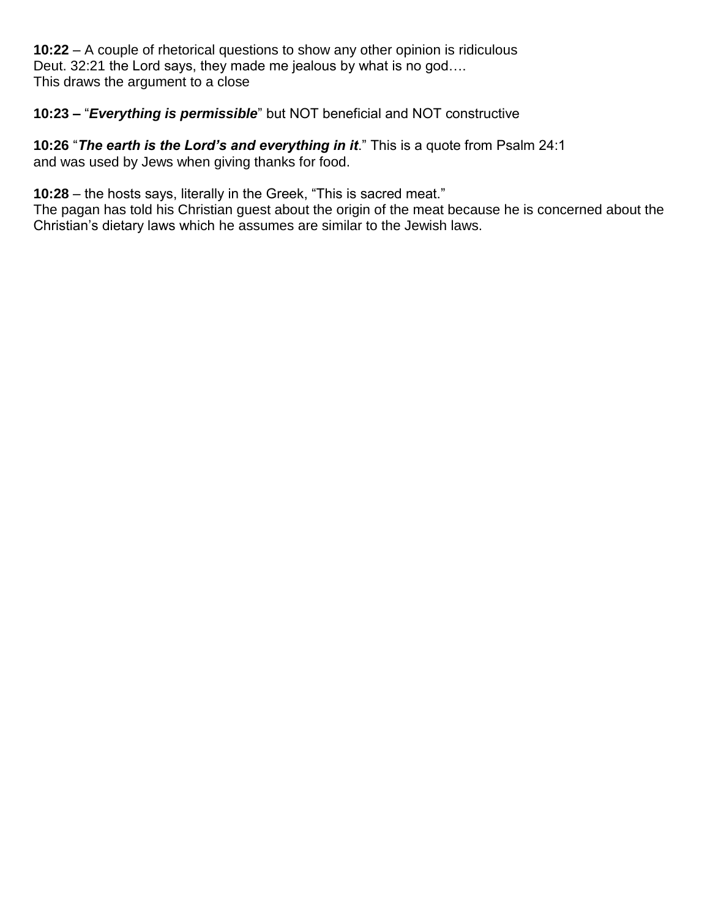**10:22** – A couple of rhetorical questions to show any other opinion is ridiculous
Deut. 32:21 the Lord says, they made me jealous by what is no god….
This draws the argument to a close

**10:23 –** “***Everything is permissible***” but NOT beneficial and NOT constructive

**10:26** “***The earth is the Lord’s and everything in it***.” This is a quote from Psalm 24:1
and was used by Jews when giving thanks for food.

**10:28** – the hosts says, literally in the Greek, “This is sacred meat.”
The pagan has told his Christian guest about the origin of the meat because he is concerned about the Christian’s dietary laws which he assumes are similar to the Jewish laws.